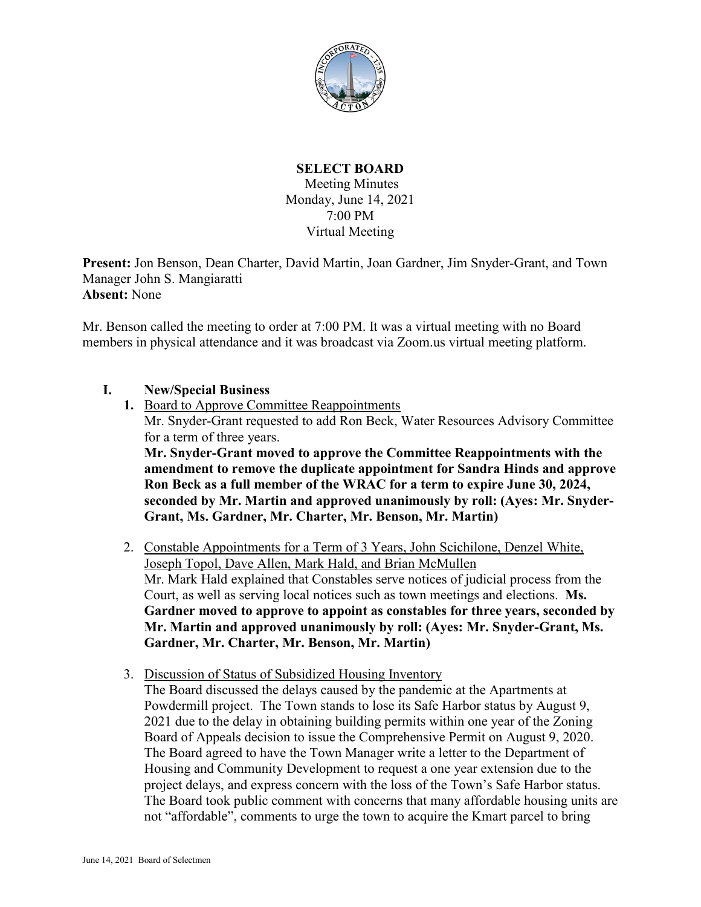# SELECT BOARD

Meeting Minutes
Monday, June 14, 2021
7:00 PM
Virtual Meeting

**Present:** Jon Benson, Dean Charter, David Martin, Joan Gardner, Jim Snyder-Grant, and Town Manager John S. Mangiaratti
**Absent:** None

Mr. Benson called the meeting to order at 7:00 PM. It was a virtual meeting with no Board members in physical attendance and it was broadcast via Zoom.us virtual meeting platform.

## I. New/Special Business

1. Board to Approve Committee Reappointments
   Mr. Snyder-Grant requested to add Ron Beck, Water Resources Advisory Committee for a term of three years.
   **Mr. Snyder-Grant moved to approve the Committee Reappointments with the amendment to remove the duplicate appointment for Sandra Hinds and approve Ron Beck as a full member of the WRAC for a term to expire June 30, 2024, seconded by Mr. Martin and approved unanimously by roll: (Ayes: Mr. Snyder-Grant, Ms. Gardner, Mr. Charter, Mr. Benson, Mr. Martin)**

2. Constable Appointments for a Term of 3 Years, John Scichilone, Denzel White, Joseph Topol, Dave Allen, Mark Hald, and Brian McMullen
   Mr. Mark Hald explained that Constables serve notices of judicial process from the Court, as well as serving local notices such as town meetings and elections. **Ms. Gardner moved to approve to appoint as constables for three years, seconded by Mr. Martin and approved unanimously by roll: (Ayes: Mr. Snyder-Grant, Ms. Gardner, Mr. Charter, Mr. Benson, Mr. Martin)**

3. Discussion of Status of Subsidized Housing Inventory
   The Board discussed the delays caused by the pandemic at the Apartments at Powdermill project. The Town stands to lose its Safe Harbor status by August 9, 2021 due to the delay in obtaining building permits within one year of the Zoning Board of Appeals decision to issue the Comprehensive Permit on August 9, 2020. The Board agreed to have the Town Manager write a letter to the Department of Housing and Community Development to request a one year extension due to the project delays, and express concern with the loss of the Town's Safe Harbor status. The Board took public comment with concerns that many affordable housing units are not "affordable", comments to urge the town to acquire the Kmart parcel to bring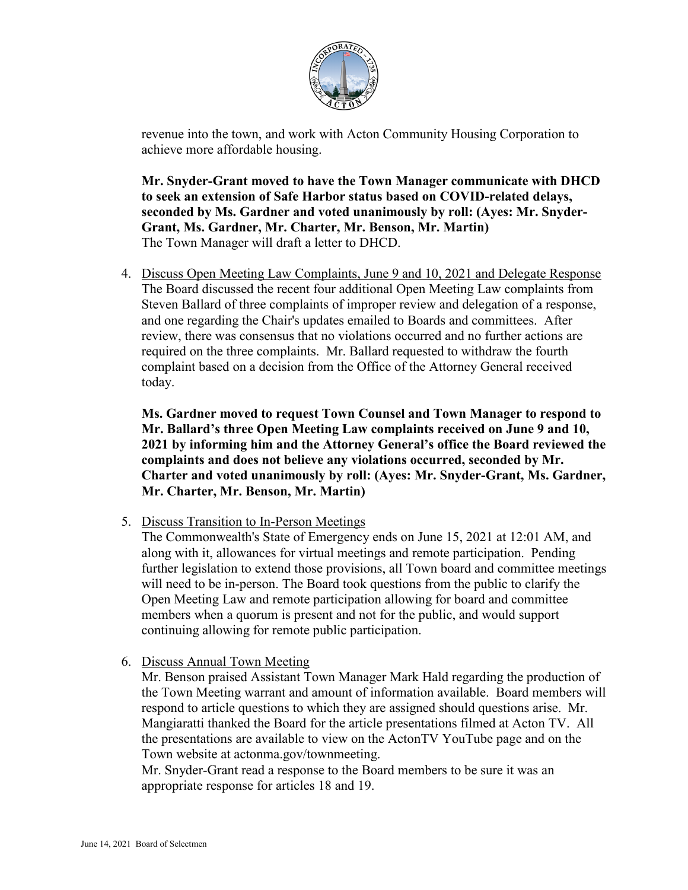revenue into the town, and work with Acton Community Housing Corporation to achieve more affordable housing.

**Mr. Snyder-Grant moved to have the Town Manager communicate with DHCD to seek an extension of Safe Harbor status based on COVID-related delays, seconded by Ms. Gardner and voted unanimously by roll: (Ayes: Mr. Snyder-Grant, Ms. Gardner, Mr. Charter, Mr. Benson, Mr. Martin)**
The Town Manager will draft a letter to DHCD.

4. Discuss Open Meeting Law Complaints, June 9 and 10, 2021 and Delegate Response
The Board discussed the recent four additional Open Meeting Law complaints from Steven Ballard of three complaints of improper review and delegation of a response, and one regarding the Chair's updates emailed to Boards and committees. After review, there was consensus that no violations occurred and no further actions are required on the three complaints. Mr. Ballard requested to withdraw the fourth complaint based on a decision from the Office of the Attorney General received today.

   **Ms. Gardner moved to request Town Counsel and Town Manager to respond to Mr. Ballard's three Open Meeting Law complaints received on June 9 and 10, 2021 by informing him and the Attorney General's office the Board reviewed the complaints and does not believe any violations occurred, seconded by Mr. Charter and voted unanimously by roll: (Ayes: Mr. Snyder-Grant, Ms. Gardner, Mr. Charter, Mr. Benson, Mr. Martin)**

5. Discuss Transition to In-Person Meetings
The Commonwealth's State of Emergency ends on June 15, 2021 at 12:01 AM, and along with it, allowances for virtual meetings and remote participation. Pending further legislation to extend those provisions, all Town board and committee meetings will need to be in-person. The Board took questions from the public to clarify the Open Meeting Law and remote participation allowing for board and committee members when a quorum is present and not for the public, and would support continuing allowing for remote public participation.

6. Discuss Annual Town Meeting
Mr. Benson praised Assistant Town Manager Mark Hald regarding the production of the Town Meeting warrant and amount of information available. Board members will respond to article questions to which they are assigned should questions arise. Mr. Mangiaratti thanked the Board for the article presentations filmed at Acton TV. All the presentations are available to view on the ActonTV YouTube page and on the Town website at actonma.gov/townmeeting.
Mr. Snyder-Grant read a response to the Board members to be sure it was an appropriate response for articles 18 and 19.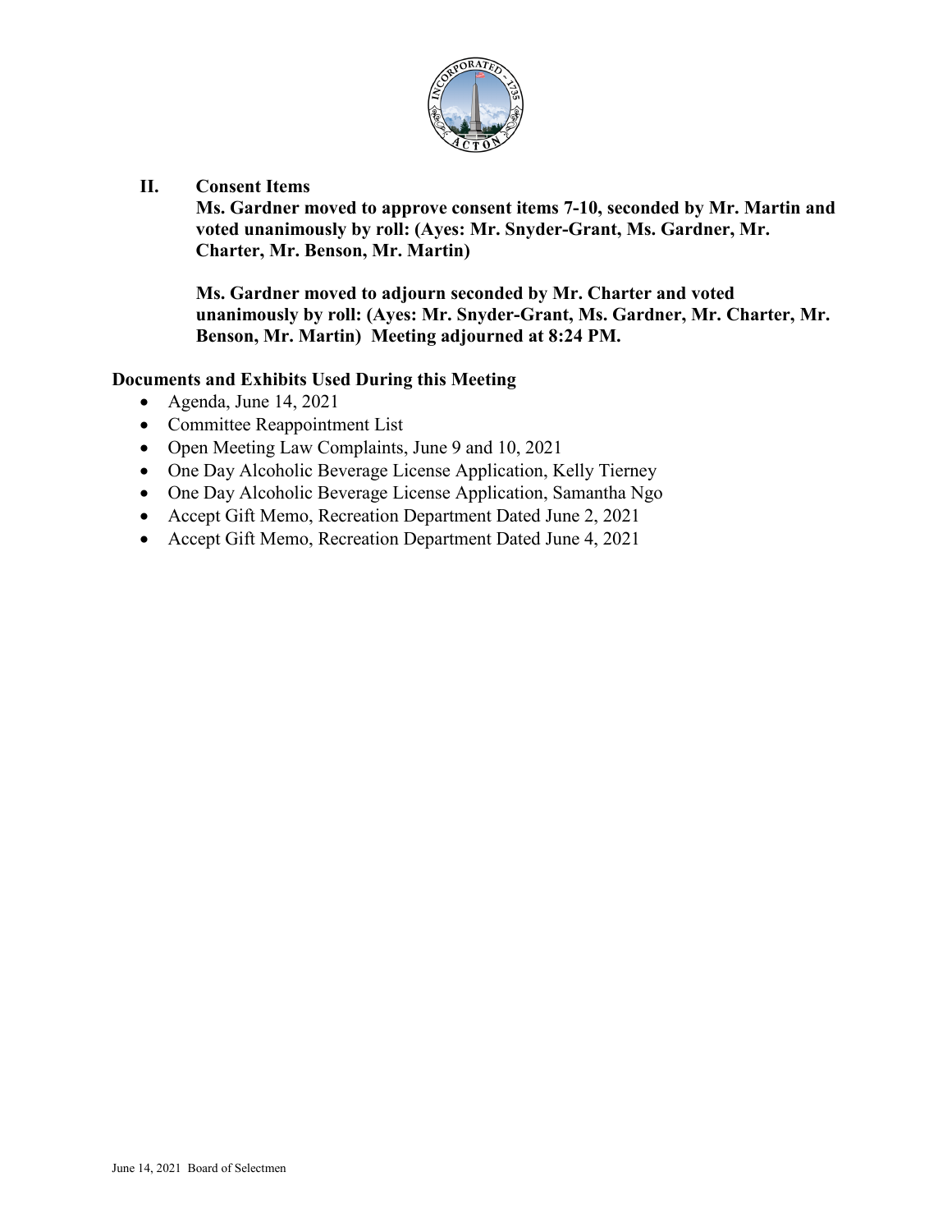## II. Consent Items

**Ms. Gardner moved to approve consent items 7-10, seconded by Mr. Martin and voted unanimously by roll: (Ayes: Mr. Snyder-Grant, Ms. Gardner, Mr. Charter, Mr. Benson, Mr. Martin)**

**Ms. Gardner moved to adjourn seconded by Mr. Charter and voted unanimously by roll: (Ayes: Mr. Snyder-Grant, Ms. Gardner, Mr. Charter, Mr. Benson, Mr. Martin) Meeting adjourned at 8:24 PM.**

## Documents and Exhibits Used During this Meeting

- Agenda, June 14, 2021
- Committee Reappointment List
- Open Meeting Law Complaints, June 9 and 10, 2021
- One Day Alcoholic Beverage License Application, Kelly Tierney
- One Day Alcoholic Beverage License Application, Samantha Ngo
- Accept Gift Memo, Recreation Department Dated June 2, 2021
- Accept Gift Memo, Recreation Department Dated June 4, 2021